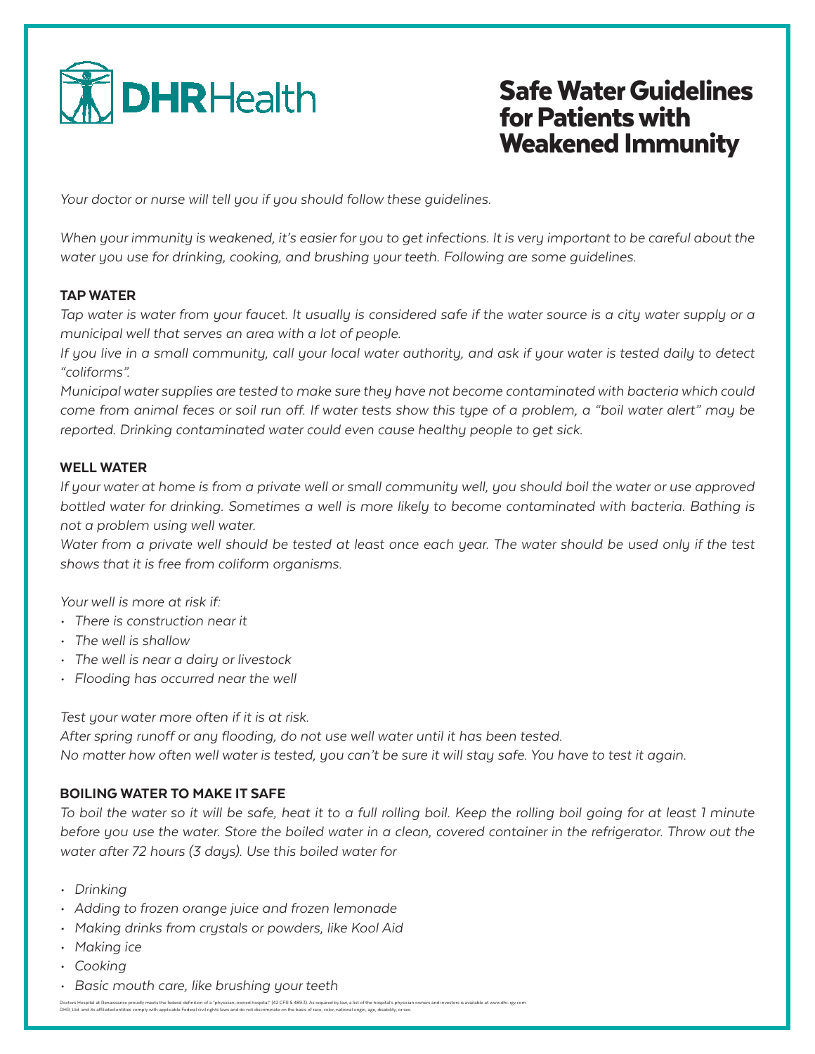DHRHealth

# Safe Water Guidelines for Patients with Weakened Immunity

*Your doctor or nurse will tell you if you should follow these guidelines.*

*When your immunity is weakened, it's easier for you to get infections. It is very important to be careful about the water you use for drinking, cooking, and brushing your teeth. Following are some guidelines.*

## TAP WATER

*Tap water is water from your faucet. It usually is considered safe if the water source is a city water supply or a municipal well that serves an area with a lot of people.*

*If you live in a small community, call your local water authority, and ask if your water is tested daily to detect "coliforms".*

*Municipal water supplies are tested to make sure they have not become contaminated with bacteria which could come from animal feces or soil run off. If water tests show this type of a problem, a "boil water alert" may be reported. Drinking contaminated water could even cause healthy people to get sick.*

## WELL WATER

*If your water at home is from a private well or small community well, you should boil the water or use approved bottled water for drinking. Sometimes a well is more likely to become contaminated with bacteria. Bathing is not a problem using well water.*

*Water from a private well should be tested at least once each year. The water should be used only if the test shows that it is free from coliform organisms.*

*Your well is more at risk if:*

- *There is construction near it*
- *The well is shallow*
- *The well is near a dairy or livestock*
- *Flooding has occurred near the well*

*Test your water more often if it is at risk.*

*After spring runoff or any flooding, do not use well water until it has been tested.*

*No matter how often well water is tested, you can't be sure it will stay safe. You have to test it again.*

## BOILING WATER TO MAKE IT SAFE

*To boil the water so it will be safe, heat it to a full rolling boil. Keep the rolling boil going for at least 1 minute before you use the water. Store the boiled water in a clean, covered container in the refrigerator. Throw out the water after 72 hours (3 days). Use this boiled water for*

- *Drinking*
- *Adding to frozen orange juice and frozen lemonade*
- *Making drinks from crystals or powders, like Kool Aid*
- *Making ice*
- *Cooking*
- *Basic mouth care, like brushing your teeth*

Doctors Hospital at Renaissance proudly meets the federal definition of a "physician-owned hospital" (42 CFR § 489.3). As required by law, a list of the hospital's physician owners and investors is available at www.dhr-rgv.com.
DHR, Ltd. and its affiliated entities comply with applicable Federal civil rights laws and do not discriminate on the basis of race, color, national origin, age, disability, or sex.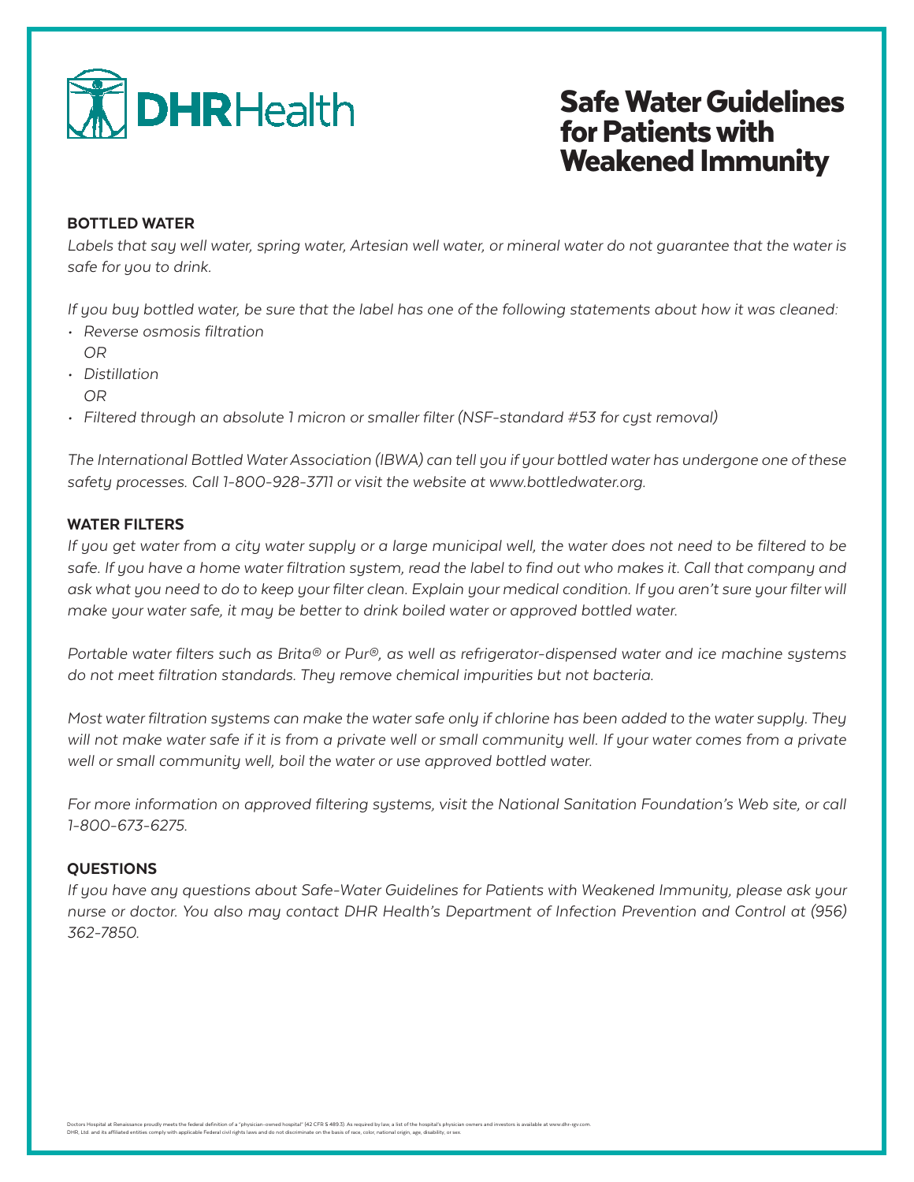# Safe Water Guidelines for Patients with Weakened Immunity

**DHR Health**

## BOTTLED WATER

*Labels that say well water, spring water, Artesian well water, or mineral water do not guarantee that the water is safe for you to drink.*

*If you buy bottled water, be sure that the label has one of the following statements about how it was cleaned:*

- *Reverse osmosis filtration*
  *OR*
- *Distillation*
  *OR*
- *Filtered through an absolute 1 micron or smaller filter (NSF-standard #53 for cyst removal)*

*The International Bottled Water Association (IBWA) can tell you if your bottled water has undergone one of these safety processes. Call 1-800-928-3711 or visit the website at www.bottledwater.org.*

## WATER FILTERS

*If you get water from a city water supply or a large municipal well, the water does not need to be filtered to be safe. If you have a home water filtration system, read the label to find out who makes it. Call that company and ask what you need to do to keep your filter clean. Explain your medical condition. If you aren't sure your filter will make your water safe, it may be better to drink boiled water or approved bottled water.*

*Portable water filters such as Brita® or Pur®, as well as refrigerator-dispensed water and ice machine systems do not meet filtration standards. They remove chemical impurities but not bacteria.*

*Most water filtration systems can make the water safe only if chlorine has been added to the water supply. They will not make water safe if it is from a private well or small community well. If your water comes from a private well or small community well, boil the water or use approved bottled water.*

*For more information on approved filtering systems, visit the National Sanitation Foundation's Web site, or call 1-800-673-6275.*

## QUESTIONS

*If you have any questions about Safe-Water Guidelines for Patients with Weakened Immunity, please ask your nurse or doctor. You also may contact DHR Health's Department of Infection Prevention and Control at (956) 362-7850.*

Doctors Hospital at Renaissance proudly meets the federal definition of a "physician-owned hospital" (42 CFR § 489.3). As required by law, a list of the hospital's physician owners and investors is available at www.dhr-rgv.com.
DHR, Ltd. and its affiliated entities comply with applicable Federal civil rights laws and do not discriminate on the basis of race, color, national origin, age, disability, or sex.